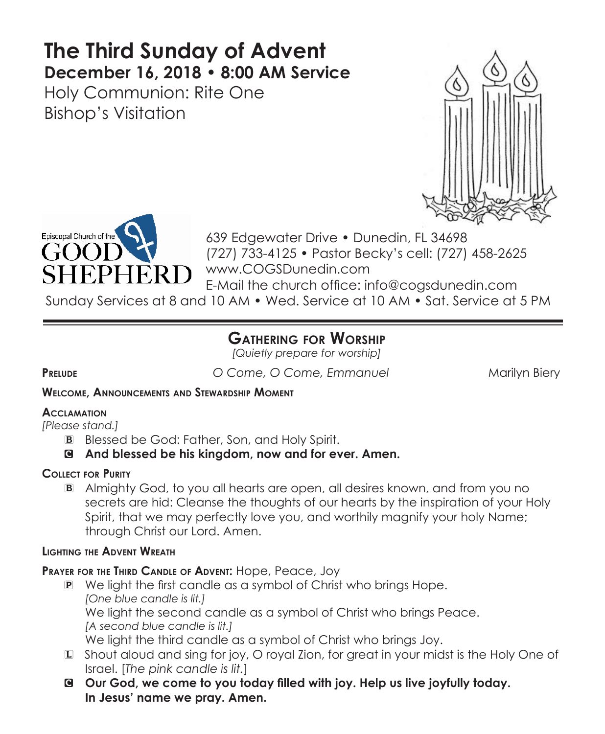# The Third Sunday of Advent

**December 16, 2018 • 8:00 AM Service**

Holy Communion: Rite One
Bishop's Visitation

Episcopal Church of the GOOD SHEPHERD

639 Edgewater Drive • Dunedin, FL 34698
(727) 733-4125 • Pastor Becky's cell: (727) 458-2625
www.COGSDunedin.com
E-Mail the church office: info@cogsdunedin.com

Sunday Services at 8 and 10 AM • Wed. Service at 10 AM • Sat. Service at 5 PM

---

## Gathering for Worship

*[Quietly prepare for worship]*

**Prelude** *O Come, O Come, Emmanuel* Marilyn Biery

**Welcome, Announcements and Stewardship Moment**

**Acclamation**

*[Please stand.]*

B Blessed be God: Father, Son, and Holy Spirit.

**C And blessed be his kingdom, now and for ever. Amen.**

**Collect for Purity**

B Almighty God, to you all hearts are open, all desires known, and from you no secrets are hid: Cleanse the thoughts of our hearts by the inspiration of your Holy Spirit, that we may perfectly love you, and worthily magnify your holy Name; through Christ our Lord. Amen.

**Lighting the Advent Wreath**

**Prayer for the Third Candle of Advent:** Hope, Peace, Joy

P We light the first candle as a symbol of Christ who brings Hope.
*[One blue candle is lit.]*
We light the second candle as a symbol of Christ who brings Peace.
*[A second blue candle is lit.]*
We light the third candle as a symbol of Christ who brings Joy.

L Shout aloud and sing for joy, O royal Zion, for great in your midst is the Holy One of Israel. [*The pink candle is lit.*]

**C Our God, we come to you today filled with joy. Help us live joyfully today. In Jesus' name we pray. Amen.**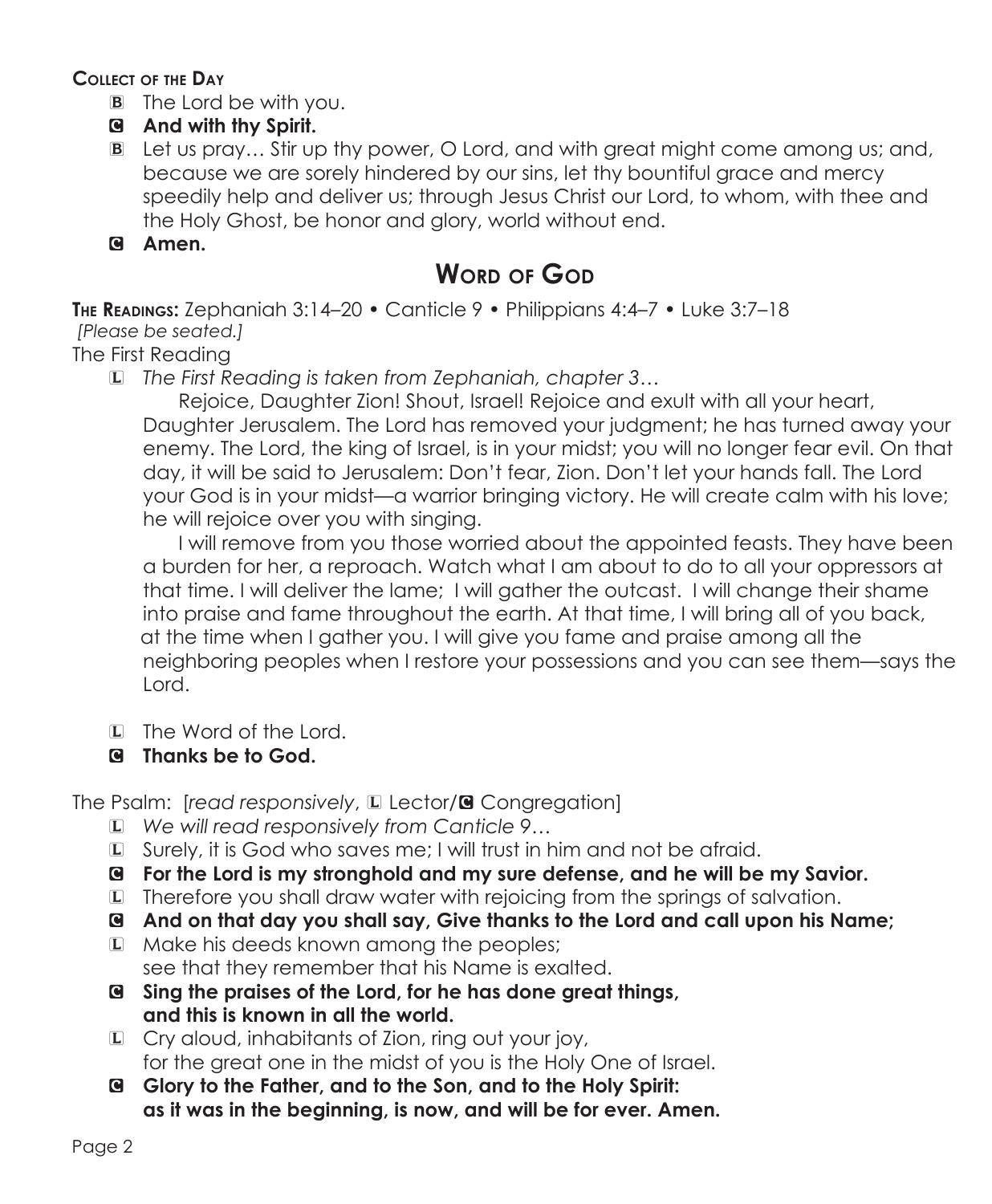**Collect of the Day**

- B The Lord be with you.
- C **And with thy Spirit.**
- B Let us pray… Stir up thy power, O Lord, and with great might come among us; and, because we are sorely hindered by our sins, let thy bountiful grace and mercy speedily help and deliver us; through Jesus Christ our Lord, to whom, with thee and the Holy Ghost, be honor and glory, world without end.
- C **Amen.**

## Word of God

**The Readings:** Zephaniah 3:14–20 • Canticle 9 • Philippians 4:4–7 • Luke 3:7–18

*[Please be seated.]*

The First Reading

L *The First Reading is taken from Zephaniah, chapter 3…*

Rejoice, Daughter Zion! Shout, Israel! Rejoice and exult with all your heart, Daughter Jerusalem. The Lord has removed your judgment; he has turned away your enemy. The Lord, the king of Israel, is in your midst; you will no longer fear evil. On that day, it will be said to Jerusalem: Don't fear, Zion. Don't let your hands fall. The Lord your God is in your midst—a warrior bringing victory. He will create calm with his love; he will rejoice over you with singing.

I will remove from you those worried about the appointed feasts. They have been a burden for her, a reproach. Watch what I am about to do to all your oppressors at that time. I will deliver the lame; I will gather the outcast. I will change their shame into praise and fame throughout the earth. At that time, I will bring all of you back, at the time when I gather you. I will give you fame and praise among all the neighboring peoples when I restore your possessions and you can see them—says the Lord.

- L The Word of the Lord.
- C **Thanks be to God.**

The Psalm: [*read responsively*, L Lector/C Congregation]

- L *We will read responsively from Canticle 9…*
- L Surely, it is God who saves me; I will trust in him and not be afraid.
- C **For the Lord is my stronghold and my sure defense, and he will be my Savior.**
- L Therefore you shall draw water with rejoicing from the springs of salvation.
- C **And on that day you shall say, Give thanks to the Lord and call upon his Name;**
- L Make his deeds known among the peoples;
  see that they remember that his Name is exalted.
- C **Sing the praises of the Lord, for he has done great things,
  and this is known in all the world.**
- L Cry aloud, inhabitants of Zion, ring out your joy,
  for the great one in the midst of you is the Holy One of Israel.
- C **Glory to the Father, and to the Son, and to the Holy Spirit:
  as it was in the beginning, is now, and will be for ever. Amen.**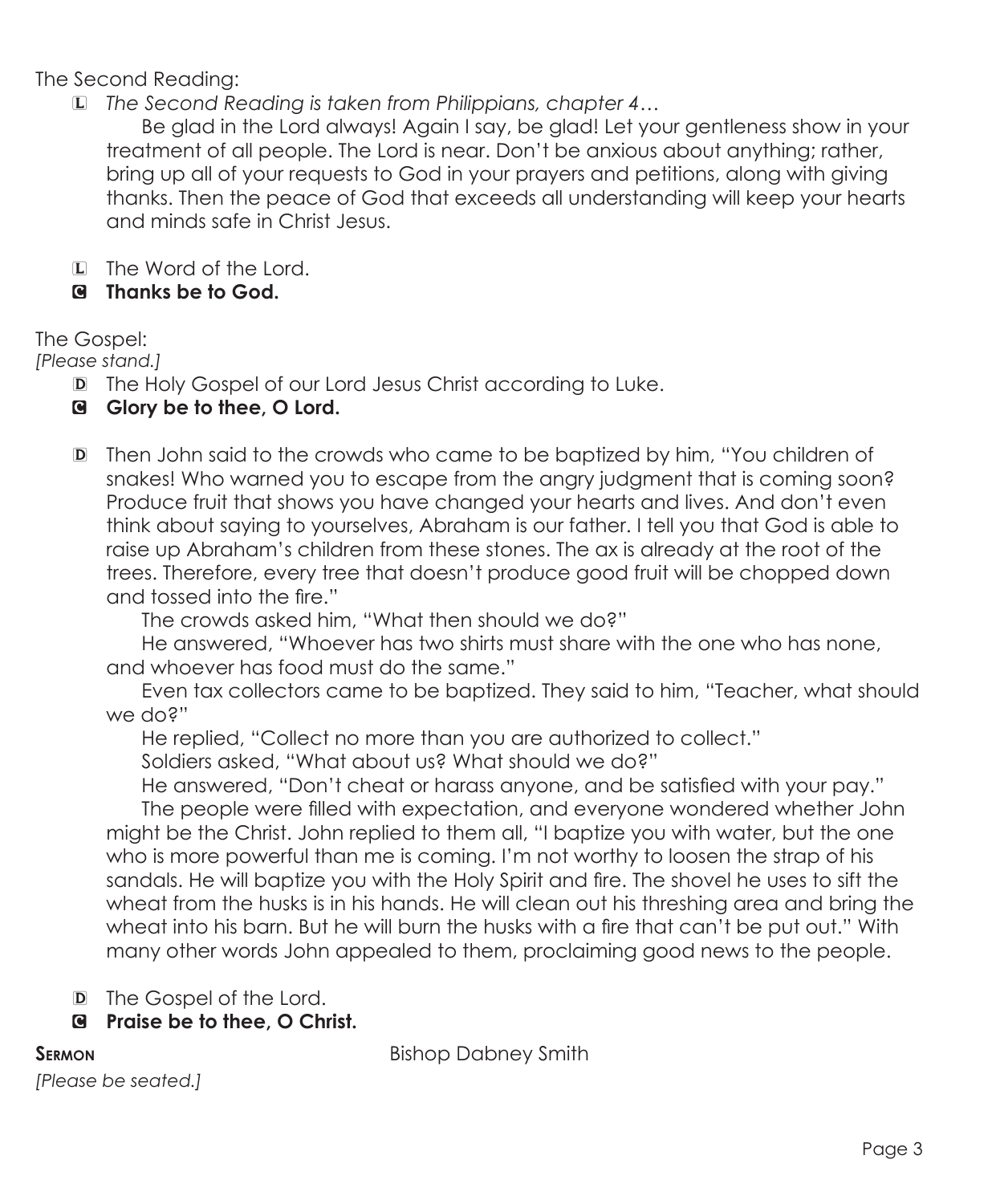The Second Reading:

L *The Second Reading is taken from Philippians, chapter 4…*

Be glad in the Lord always! Again I say, be glad! Let your gentleness show in your treatment of all people. The Lord is near. Don't be anxious about anything; rather, bring up all of your requests to God in your prayers and petitions, along with giving thanks. Then the peace of God that exceeds all understanding will keep your hearts and minds safe in Christ Jesus.

L The Word of the Lord.

C **Thanks be to God.**

The Gospel:

*[Please stand.]*

D The Holy Gospel of our Lord Jesus Christ according to Luke.

C **Glory be to thee, O Lord.**

D Then John said to the crowds who came to be baptized by him, "You children of snakes! Who warned you to escape from the angry judgment that is coming soon? Produce fruit that shows you have changed your hearts and lives. And don't even think about saying to yourselves, Abraham is our father. I tell you that God is able to raise up Abraham's children from these stones. The ax is already at the root of the trees. Therefore, every tree that doesn't produce good fruit will be chopped down and tossed into the fire."

The crowds asked him, "What then should we do?"

He answered, "Whoever has two shirts must share with the one who has none, and whoever has food must do the same."

Even tax collectors came to be baptized. They said to him, "Teacher, what should we do?"

He replied, "Collect no more than you are authorized to collect."

Soldiers asked, "What about us? What should we do?"

He answered, "Don't cheat or harass anyone, and be satisfied with your pay."

The people were filled with expectation, and everyone wondered whether John might be the Christ. John replied to them all, "I baptize you with water, but the one who is more powerful than me is coming. I'm not worthy to loosen the strap of his sandals. He will baptize you with the Holy Spirit and fire. The shovel he uses to sift the wheat from the husks is in his hands. He will clean out his threshing area and bring the wheat into his barn. But he will burn the husks with a fire that can't be put out." With many other words John appealed to them, proclaiming good news to the people.

D The Gospel of the Lord.

C **Praise be to thee, O Christ.**

**Sermon** Bishop Dabney Smith

*[Please be seated.]*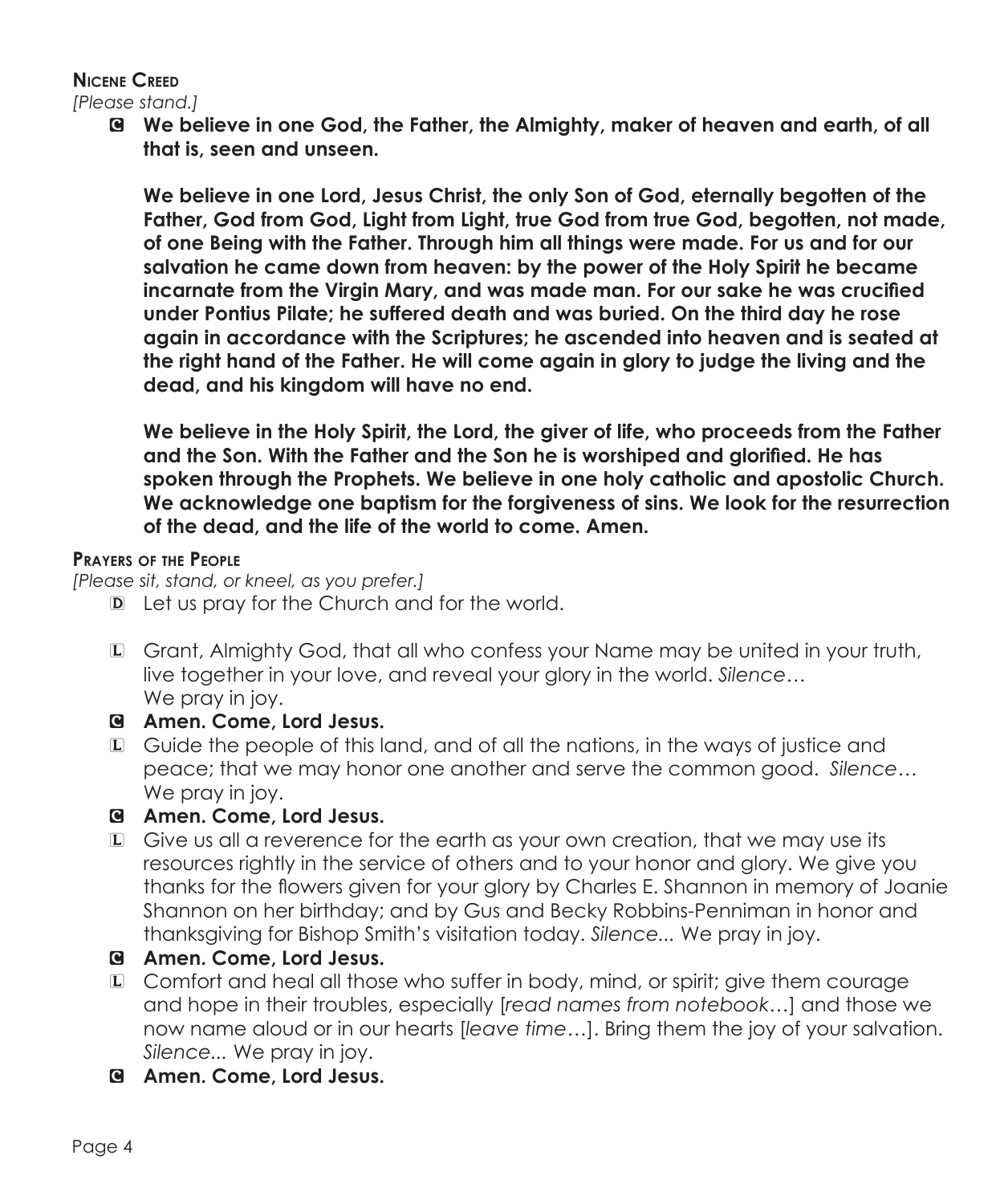## Nicene Creed

*[Please stand.]*

**C We believe in one God, the Father, the Almighty, maker of heaven and earth, of all that is, seen and unseen.**

**We believe in one Lord, Jesus Christ, the only Son of God, eternally begotten of the Father, God from God, Light from Light, true God from true God, begotten, not made, of one Being with the Father. Through him all things were made. For us and for our salvation he came down from heaven: by the power of the Holy Spirit he became incarnate from the Virgin Mary, and was made man. For our sake he was crucified under Pontius Pilate; he suffered death and was buried. On the third day he rose again in accordance with the Scriptures; he ascended into heaven and is seated at the right hand of the Father. He will come again in glory to judge the living and the dead, and his kingdom will have no end.**

**We believe in the Holy Spirit, the Lord, the giver of life, who proceeds from the Father and the Son. With the Father and the Son he is worshiped and glorified. He has spoken through the Prophets. We believe in one holy catholic and apostolic Church. We acknowledge one baptism for the forgiveness of sins. We look for the resurrection of the dead, and the life of the world to come. Amen.**

## Prayers of the People

*[Please sit, stand, or kneel, as you prefer.]*

D Let us pray for the Church and for the world.

L Grant, Almighty God, that all who confess your Name may be united in your truth, live together in your love, and reveal your glory in the world. *Silence…* We pray in joy.

**C Amen. Come, Lord Jesus.**

L Guide the people of this land, and of all the nations, in the ways of justice and peace; that we may honor one another and serve the common good. *Silence…* We pray in joy.

**C Amen. Come, Lord Jesus.**

L Give us all a reverence for the earth as your own creation, that we may use its resources rightly in the service of others and to your honor and glory. We give you thanks for the flowers given for your glory by Charles E. Shannon in memory of Joanie Shannon on her birthday; and by Gus and Becky Robbins-Penniman in honor and thanksgiving for Bishop Smith's visitation today. *Silence...* We pray in joy.

**C Amen. Come, Lord Jesus.**

L Comfort and heal all those who suffer in body, mind, or spirit; give them courage and hope in their troubles, especially [*read names from notebook*…] and those we now name aloud or in our hearts [*leave time*…]. Bring them the joy of your salvation. *Silence...* We pray in joy.

**C Amen. Come, Lord Jesus.**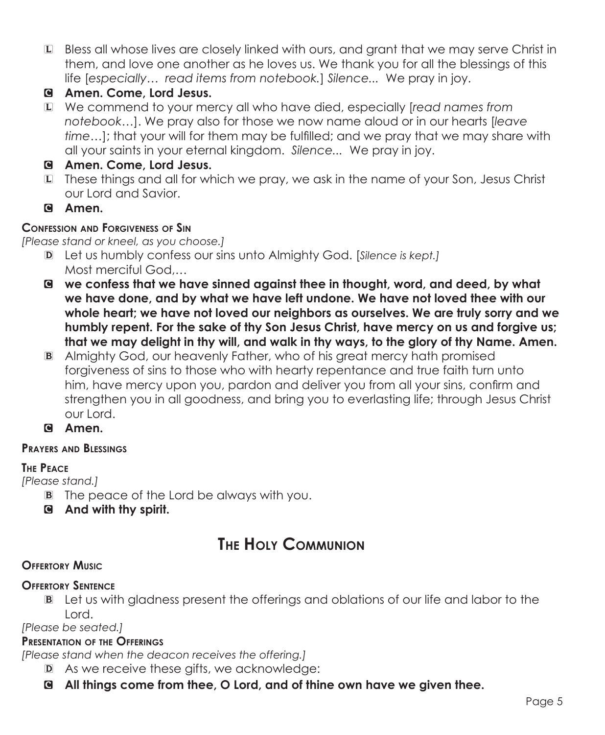L Bless all whose lives are closely linked with ours, and grant that we may serve Christ in them, and love one another as he loves us. We thank you for all the blessings of this life [*especially… read items from notebook.*] *Silence...* We pray in joy.

C **Amen. Come, Lord Jesus.**

L We commend to your mercy all who have died, especially [*read names from notebook…*]. We pray also for those we now name aloud or in our hearts [*leave time…*]; that your will for them may be fulfilled; and we pray that we may share with all your saints in your eternal kingdom. *Silence...* We pray in joy.

C **Amen. Come, Lord Jesus.**

L These things and all for which we pray, we ask in the name of your Son, Jesus Christ our Lord and Savior.

C **Amen.**

### Confession and Forgiveness of Sin

*[Please stand or kneel, as you choose.]*

D Let us humbly confess our sins unto Almighty God. [*Silence is kept.*]
Most merciful God,…

C **we confess that we have sinned against thee in thought, word, and deed, by what we have done, and by what we have left undone. We have not loved thee with our whole heart; we have not loved our neighbors as ourselves. We are truly sorry and we humbly repent. For the sake of thy Son Jesus Christ, have mercy on us and forgive us; that we may delight in thy will, and walk in thy ways, to the glory of thy Name. Amen.**

B Almighty God, our heavenly Father, who of his great mercy hath promised forgiveness of sins to those who with hearty repentance and true faith turn unto him, have mercy upon you, pardon and deliver you from all your sins, confirm and strengthen you in all goodness, and bring you to everlasting life; through Jesus Christ our Lord.

C **Amen.**

### Prayers and Blessings

### The Peace

*[Please stand.]*

B The peace of the Lord be always with you.

C **And with thy spirit.**

## The Holy Communion

### Offertory Music

### Offertory Sentence

B Let us with gladness present the offerings and oblations of our life and labor to the Lord.

*[Please be seated.]*

### Presentation of the Offerings

*[Please stand when the deacon receives the offering.]*

D As we receive these gifts, we acknowledge:

C **All things come from thee, O Lord, and of thine own have we given thee.**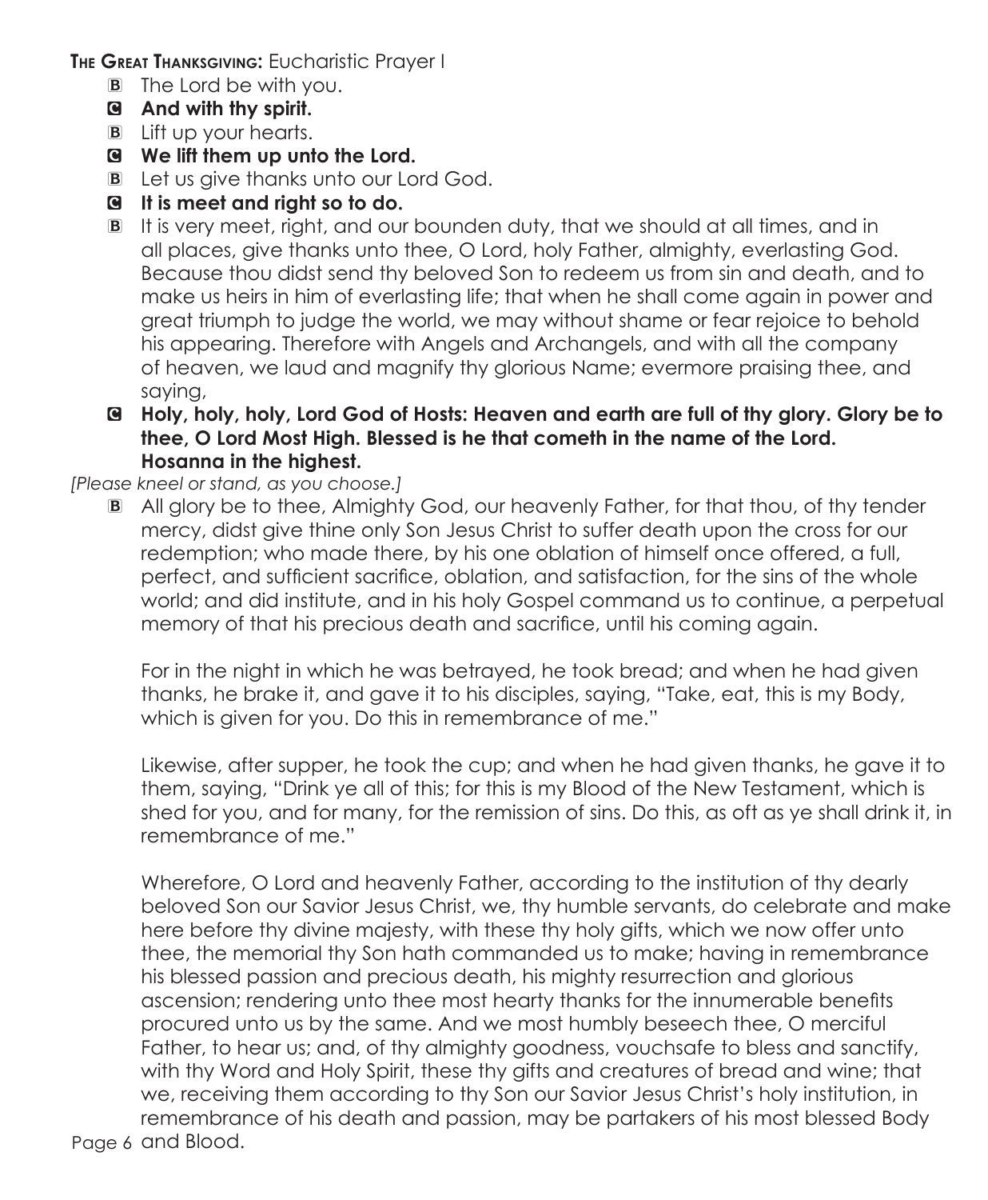**The Great Thanksgiving:** Eucharistic Prayer I

B The Lord be with you.

C **And with thy spirit.**

B Lift up your hearts.

C **We lift them up unto the Lord.**

B Let us give thanks unto our Lord God.

C **It is meet and right so to do.**

B It is very meet, right, and our bounden duty, that we should at all times, and in all places, give thanks unto thee, O Lord, holy Father, almighty, everlasting God. Because thou didst send thy beloved Son to redeem us from sin and death, and to make us heirs in him of everlasting life; that when he shall come again in power and great triumph to judge the world, we may without shame or fear rejoice to behold his appearing. Therefore with Angels and Archangels, and with all the company of heaven, we laud and magnify thy glorious Name; evermore praising thee, and saying,

C **Holy, holy, holy, Lord God of Hosts: Heaven and earth are full of thy glory. Glory be to thee, O Lord Most High. Blessed is he that cometh in the name of the Lord. Hosanna in the highest.**

*[Please kneel or stand, as you choose.]*

B All glory be to thee, Almighty God, our heavenly Father, for that thou, of thy tender mercy, didst give thine only Son Jesus Christ to suffer death upon the cross for our redemption; who made there, by his one oblation of himself once offered, a full, perfect, and sufficient sacrifice, oblation, and satisfaction, for the sins of the whole world; and did institute, and in his holy Gospel command us to continue, a perpetual memory of that his precious death and sacrifice, until his coming again.

For in the night in which he was betrayed, he took bread; and when he had given thanks, he brake it, and gave it to his disciples, saying, "Take, eat, this is my Body, which is given for you. Do this in remembrance of me."

Likewise, after supper, he took the cup; and when he had given thanks, he gave it to them, saying, "Drink ye all of this; for this is my Blood of the New Testament, which is shed for you, and for many, for the remission of sins. Do this, as oft as ye shall drink it, in remembrance of me."

Wherefore, O Lord and heavenly Father, according to the institution of thy dearly beloved Son our Savior Jesus Christ, we, thy humble servants, do celebrate and make here before thy divine majesty, with these thy holy gifts, which we now offer unto thee, the memorial thy Son hath commanded us to make; having in remembrance his blessed passion and precious death, his mighty resurrection and glorious ascension; rendering unto thee most hearty thanks for the innumerable benefits procured unto us by the same. And we most humbly beseech thee, O merciful Father, to hear us; and, of thy almighty goodness, vouchsafe to bless and sanctify, with thy Word and Holy Spirit, these thy gifts and creatures of bread and wine; that we, receiving them according to thy Son our Savior Jesus Christ's holy institution, in remembrance of his death and passion, may be partakers of his most blessed Body and Blood.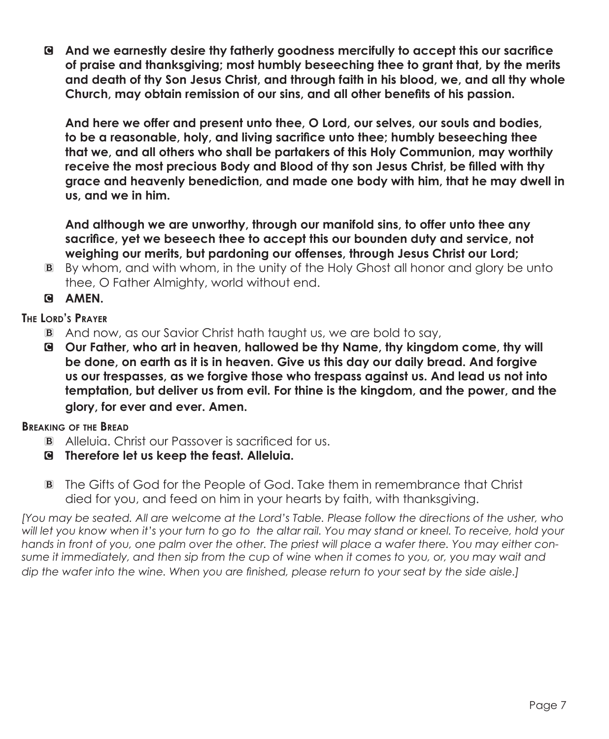**C And we earnestly desire thy fatherly goodness mercifully to accept this our sacrifice of praise and thanksgiving; most humbly beseeching thee to grant that, by the merits and death of thy Son Jesus Christ, and through faith in his blood, we, and all thy whole Church, may obtain remission of our sins, and all other benefits of his passion.**

**And here we offer and present unto thee, O Lord, our selves, our souls and bodies, to be a reasonable, holy, and living sacrifice unto thee; humbly beseeching thee that we, and all others who shall be partakers of this Holy Communion, may worthily receive the most precious Body and Blood of thy son Jesus Christ, be filled with thy grace and heavenly benediction, and made one body with him, that he may dwell in us, and we in him.**

**And although we are unworthy, through our manifold sins, to offer unto thee any sacrifice, yet we beseech thee to accept this our bounden duty and service, not weighing our merits, but pardoning our offenses, through Jesus Christ our Lord;**

B By whom, and with whom, in the unity of the Holy Ghost all honor and glory be unto thee, O Father Almighty, world without end.

**C AMEN.**

### The Lord's Prayer

B And now, as our Savior Christ hath taught us, we are bold to say,

**C Our Father, who art in heaven, hallowed be thy Name, thy kingdom come, thy will be done, on earth as it is in heaven. Give us this day our daily bread. And forgive us our trespasses, as we forgive those who trespass against us. And lead us not into temptation, but deliver us from evil. For thine is the kingdom, and the power, and the glory, for ever and ever. Amen.**

### Breaking of the Bread

B Alleluia. Christ our Passover is sacrificed for us.

**C Therefore let us keep the feast. Alleluia.**

B The Gifts of God for the People of God. Take them in remembrance that Christ died for you, and feed on him in your hearts by faith, with thanksgiving.

*[You may be seated. All are welcome at the Lord's Table. Please follow the directions of the usher, who will let you know when it's your turn to go to the altar rail. You may stand or kneel. To receive, hold your hands in front of you, one palm over the other. The priest will place a wafer there. You may either consume it immediately, and then sip from the cup of wine when it comes to you, or, you may wait and dip the wafer into the wine. When you are finished, please return to your seat by the side aisle.]*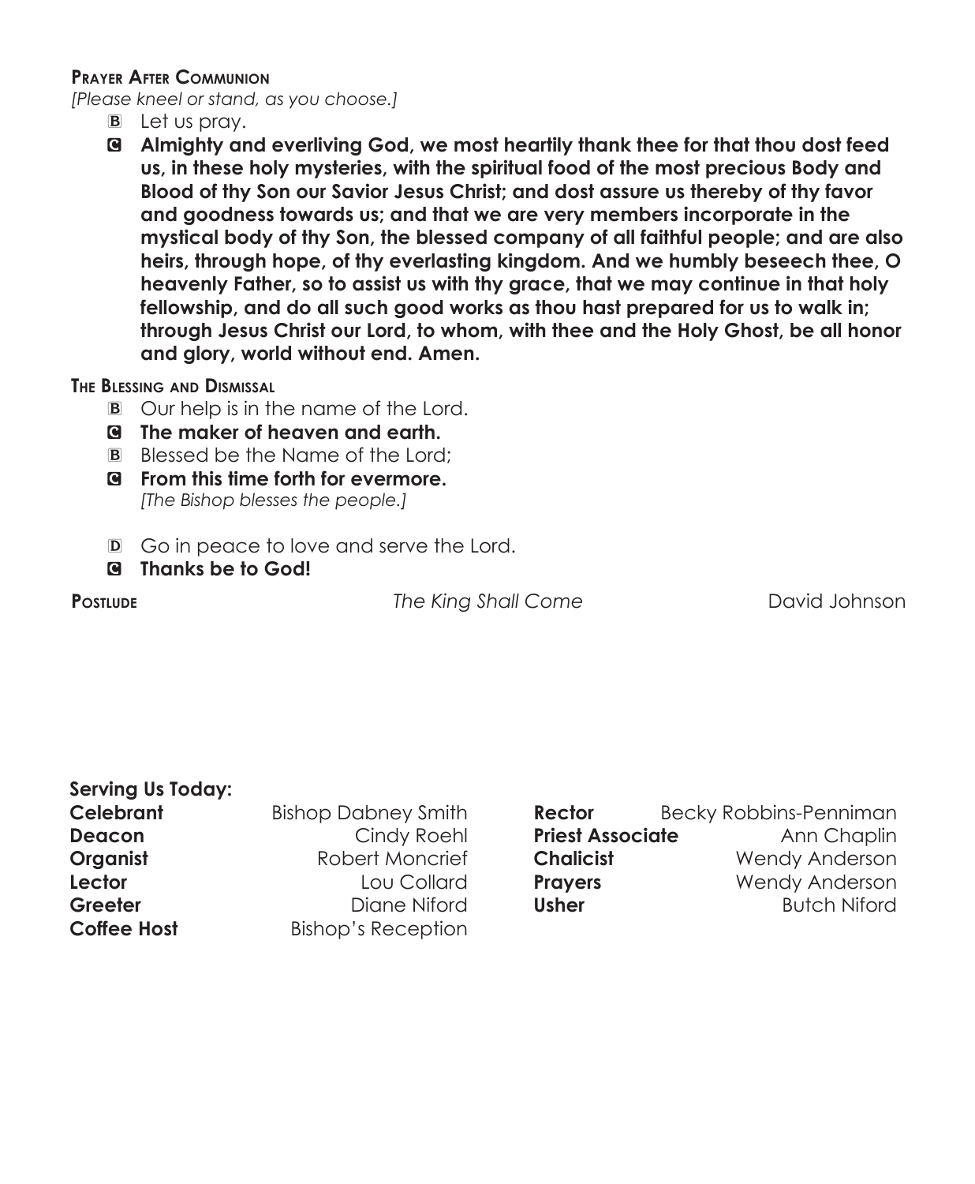**Prayer After Communion**

*[Please kneel or stand, as you choose.]*

B Let us pray.

C **Almighty and everliving God, we most heartily thank thee for that thou dost feed us, in these holy mysteries, with the spiritual food of the most precious Body and Blood of thy Son our Savior Jesus Christ; and dost assure us thereby of thy favor and goodness towards us; and that we are very members incorporate in the mystical body of thy Son, the blessed company of all faithful people; and are also heirs, through hope, of thy everlasting kingdom. And we humbly beseech thee, O heavenly Father, so to assist us with thy grace, that we may continue in that holy fellowship, and do all such good works as thou hast prepared for us to walk in; through Jesus Christ our Lord, to whom, with thee and the Holy Ghost, be all honor and glory, world without end. Amen.**

**The Blessing and Dismissal**

B Our help is in the name of the Lord.

C **The maker of heaven and earth.**

B Blessed be the Name of the Lord;

C **From this time forth for evermore.**
*[The Bishop blesses the people.]*

D Go in peace to love and serve the Lord.

C **Thanks be to God!**

**Postlude** *The King Shall Come* David Johnson

**Serving Us Today:**

| | | | |
|---|---|---|---|
| **Celebrant** | Bishop Dabney Smith | **Rector** | Becky Robbins-Penniman |
| **Deacon** | Cindy Roehl | **Priest Associate** | Ann Chaplin |
| **Organist** | Robert Moncrief | **Chalicist** | Wendy Anderson |
| **Lector** | Lou Collard | **Prayers** | Wendy Anderson |
| **Greeter** | Diane Niford | **Usher** | Butch Niford |
| **Coffee Host** | Bishop's Reception | | |